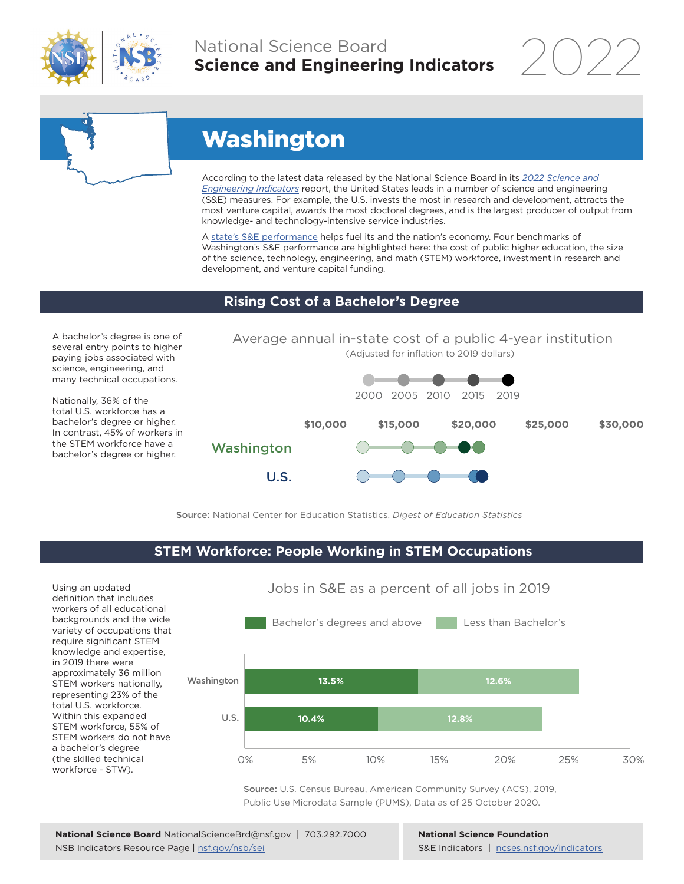National Science Board
**Science and Engineering Indicators** 2022

# Washington

According to the latest data released by the National Science Board in its *2022 Science and Engineering Indicators* report, the United States leads in a number of science and engineering (S&E) measures. For example, the U.S. invests the most in research and development, attracts the most venture capital, awards the most doctoral degrees, and is the largest producer of output from knowledge- and technology-intensive service industries.

A state's S&E performance helps fuel its and the nation's economy. Four benchmarks of Washington's S&E performance are highlighted here: the cost of public higher education, the size of the science, technology, engineering, and math (STEM) workforce, investment in research and development, and venture capital funding.

## Rising Cost of a Bachelor's Degree

A bachelor's degree is one of several entry points to higher paying jobs associated with science, engineering, and many technical occupations.

Nationally, 36% of the total U.S. workforce has a bachelor's degree or higher. In contrast, 45% of workers in the STEM workforce have a bachelor's degree or higher.

Average annual in-state cost of a public 4-year institution
(Adjusted for inflation to 2019 dollars)

2000 · 2005 · 2010 · 2015 · 2019

$10,000 · $15,000 · $20,000 · $25,000 · $30,000

Washington

U.S.

**Source:** National Center for Education Statistics, *Digest of Education Statistics*

## STEM Workforce: People Working in STEM Occupations

Using an updated definition that includes workers of all educational backgrounds and the wide variety of occupations that require significant STEM knowledge and expertise, in 2019 there were approximately 36 million STEM workers nationally, representing 23% of the total U.S. workforce. Within this expanded STEM workforce, 55% of STEM workers do not have a bachelor's degree (the skilled technical workforce - STW).

Jobs in S&E as a percent of all jobs in 2019

| | Bachelor's degrees and above | Less than Bachelor's |
|---|---|---|
| Washington | 13.5% | 12.6% |
| U.S. | 10.4% | 12.8% |

**Source:** U.S. Census Bureau, American Community Survey (ACS), 2019, Public Use Microdata Sample (PUMS), Data as of 25 October 2020.

**National Science Board** NationalScienceBrd@nsf.gov | 703.292.7000
NSB Indicators Resource Page | nsf.gov/nsb/sei

**National Science Foundation**
S&E Indicators | ncses.nsf.gov/indicators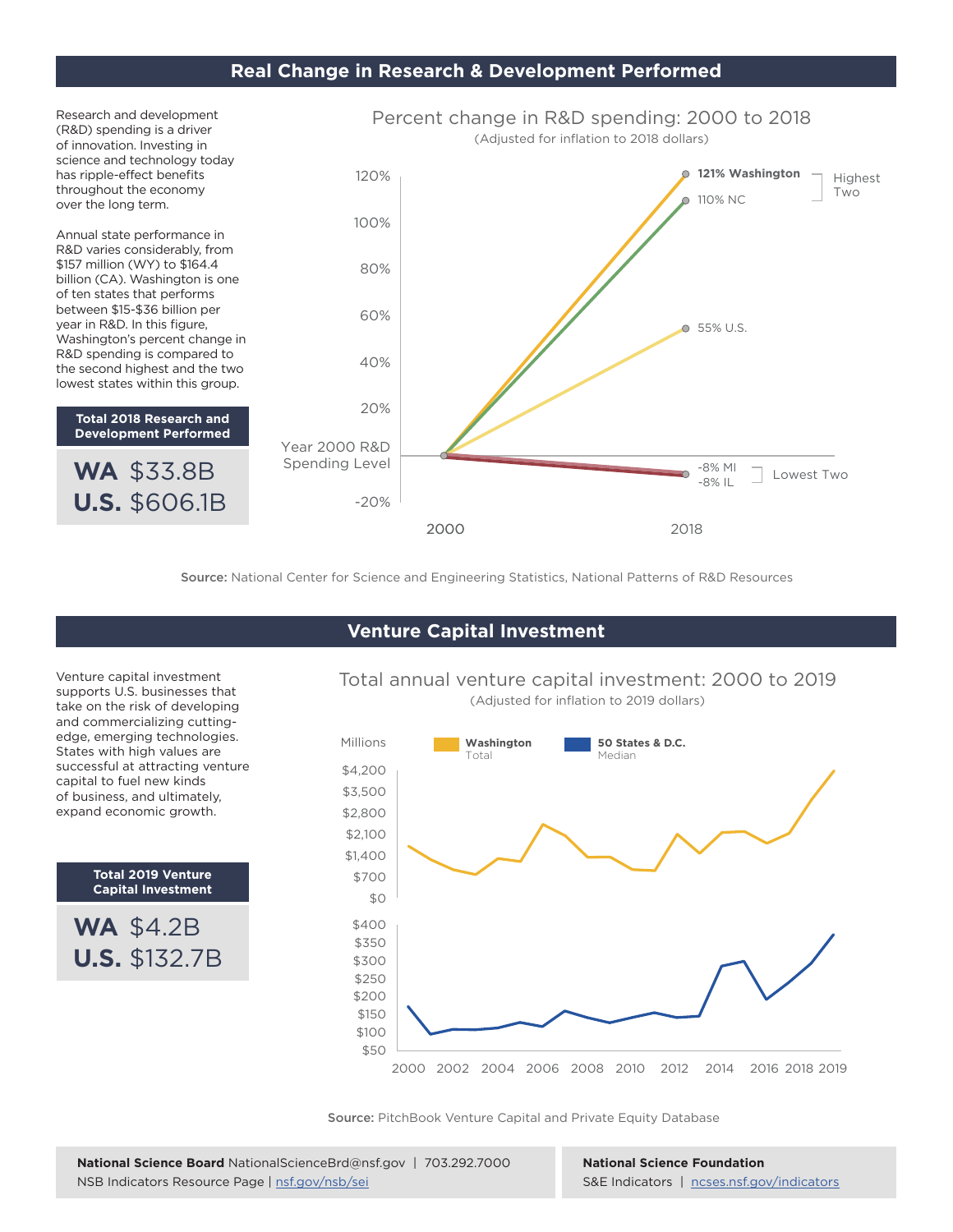## Real Change in Research & Development Performed

Research and development (R&D) spending is a driver of innovation. Investing in science and technology today has ripple-effect benefits throughout the economy over the long term.

Annual state performance in R&D varies considerably, from $157 million (WY) to $164.4 billion (CA). Washington is one of ten states that performs between $15-$36 billion per year in R&D. In this figure, Washington's percent change in R&D spending is compared to the second highest and the two lowest states within this group.

**Total 2018 Research and Development Performed**

**WA** $33.8B
**U.S.** $606.1B

Percent change in R&D spending: 2000 to 2018
(Adjusted for inflation to 2018 dollars)

120%
100%
80%
60%
40%
20%
Year 2000 R&D Spending Level
-20%

2000
2018

121% Washington
110% NC
Highest Two
55% U.S.
-8% MI
-8% IL
Lowest Two

**Source:** National Center for Science and Engineering Statistics, National Patterns of R&D Resources

## Venture Capital Investment

Venture capital investment supports U.S. businesses that take on the risk of developing and commercializing cutting-edge, emerging technologies. States with high values are successful at attracting venture capital to fuel new kinds of business, and ultimately, expand economic growth.

**Total 2019 Venture Capital Investment**

**WA** $4.2B
**U.S.** $132.7B

Total annual venture capital investment: 2000 to 2019
(Adjusted for inflation to 2019 dollars)

Millions
Washington Total
50 States & D.C. Median

$4,200
$3,500
$2,800
$2,100
$1,400
$700
$0

$400
$350
$300
$250
$200
$150
$100
$50

2000 2002 2004 2006 2008 2010 2012 2014 2016 2018 2019

**Source:** PitchBook Venture Capital and Private Equity Database

**National Science Board** NationalScienceBrd@nsf.gov | 703.292.7000
NSB Indicators Resource Page | nsf.gov/nsb/sei

**National Science Foundation**
S&E Indicators | ncses.nsf.gov/indicators